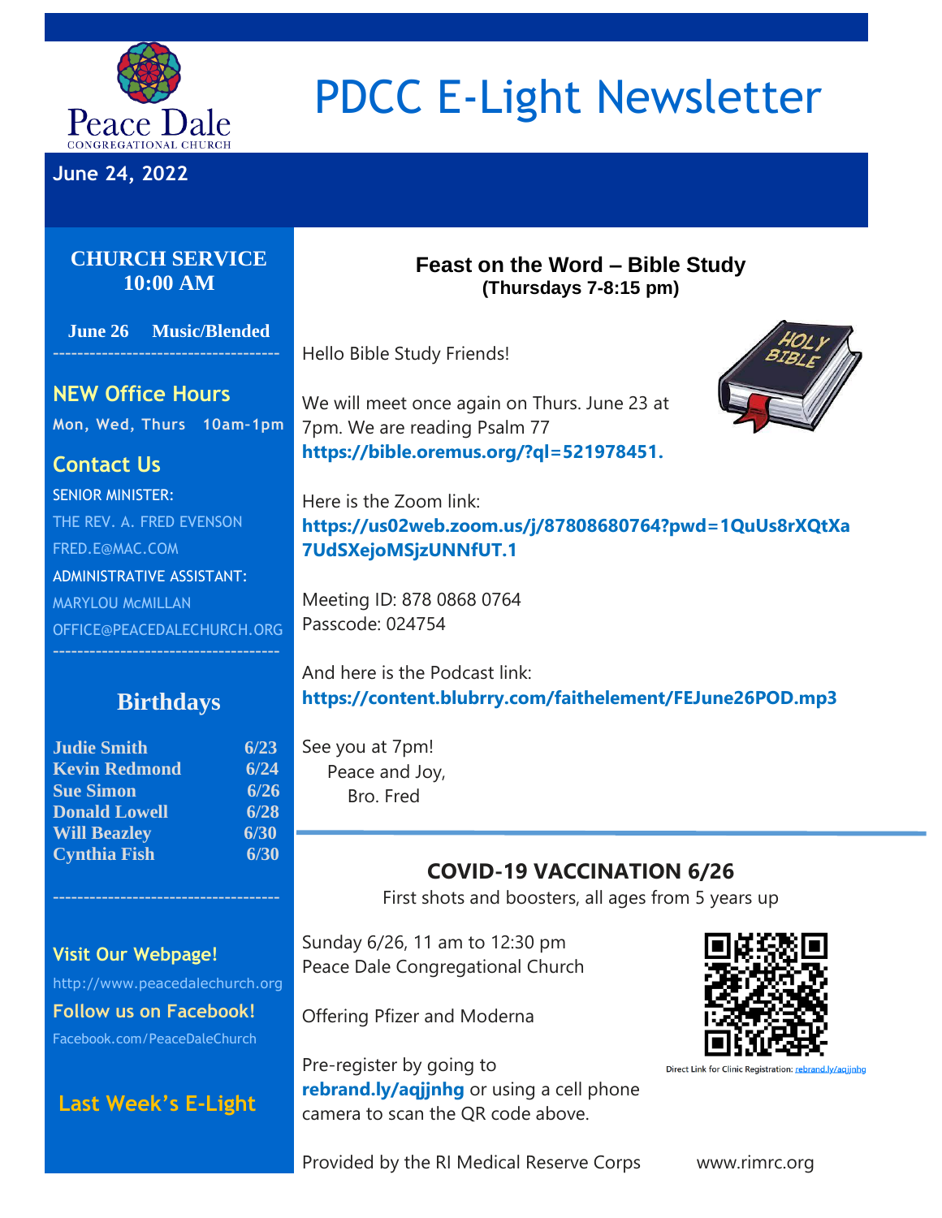# PDCC E-Light Newsletter

Peace Dale
CONGREGATIONAL CHURCH

**June 24, 2022**

## CHURCH SERVICE 10:00 AM

**June 26 Music/Blended**

------------------------------------

## NEW Office Hours

**Mon, Wed, Thurs 10am-1pm**

## Contact Us

SENIOR MINISTER:
THE REV. A. FRED EVENSON
FRED.E@MAC.COM
ADMINISTRATIVE ASSISTANT:
MARYLOU McMILLAN
OFFICE@PEACEDALECHURCH.ORG

------------------------------------

## Birthdays

| | |
|---|---|
| **Judie Smith** | **6/23** |
| **Kevin Redmond** | **6/24** |
| **Sue Simon** | **6/26** |
| **Donald Lowell** | **6/28** |
| **Will Beazley** | **6/30** |
| **Cynthia Fish** | **6/30** |

------------------------------------

**Visit Our Webpage!**
http://www.peacedalechurch.org

**Follow us on Facebook!**
Facebook.com/PeaceDaleChurch

**Last Week's E-Light**

## Feast on the Word – Bible Study
**(Thursdays 7-8:15 pm)**

Hello Bible Study Friends!

We will meet once again on Thurs. June 23 at 7pm. We are reading Psalm 77 **https://bible.oremus.org/?ql=521978451.**

Here is the Zoom link:
**https://us02web.zoom.us/j/87808680764?pwd=1QuUs8rXQtXa7UdSXejoMSjzUNNfUT.1**

Meeting ID: 878 0868 0764
Passcode: 024754

And here is the Podcast link:
**https://content.blubrry.com/faithelement/FEJune26POD.mp3**

See you at 7pm!
Peace and Joy,
Bro. Fred

---

## COVID-19 VACCINATION 6/26

First shots and boosters, all ages from 5 years up

Sunday 6/26, 11 am to 12:30 pm
Peace Dale Congregational Church

Offering Pfizer and Moderna

Pre-register by going to **rebrand.ly/aqjjnhg** or using a cell phone camera to scan the QR code above.

Direct Link for Clinic Registration: rebrand.ly/aqjjnhg

Provided by the RI Medical Reserve Corps www.rimrc.org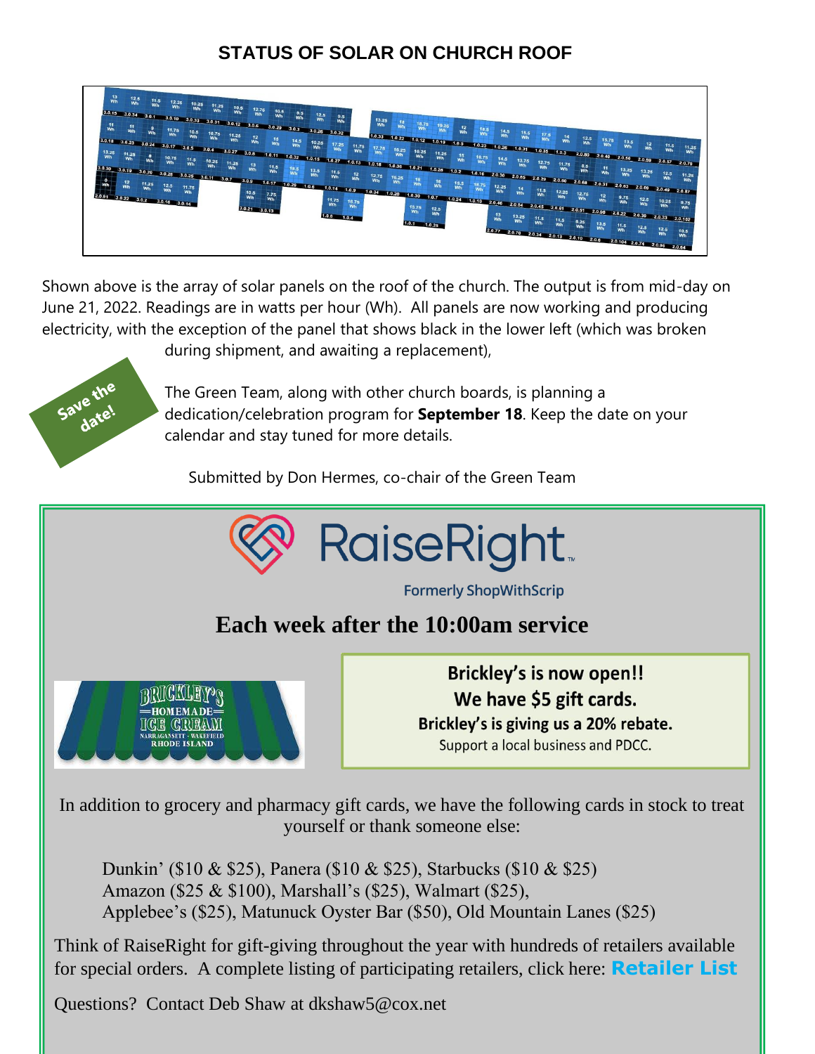## STATUS OF SOLAR ON CHURCH ROOF

Shown above is the array of solar panels on the roof of the church. The output is from mid-day on June 21, 2022. Readings are in watts per hour (Wh). All panels are now working and producing electricity, with the exception of the panel that shows black in the lower left (which was broken during shipment, and awaiting a replacement),

Save the date!

The Green Team, along with other church boards, is planning a dedication/celebration program for **September 18**. Keep the date on your calendar and stay tuned for more details.

Submitted by Don Hermes, co-chair of the Green Team

---

RaiseRight™

Formerly ShopWithScrip

## Each week after the 10:00am service

BRICKLEY'S HOMEMADE ICE CREAM NARRAGANSETT · WAKEFIELD RHODE ISLAND

**Brickley's is now open!!**
**We have $5 gift cards.**
**Brickley's is giving us a 20% rebate.**
Support a local business and PDCC.

In addition to grocery and pharmacy gift cards, we have the following cards in stock to treat yourself or thank someone else:

Dunkin' ($10 & $25), Panera ($10 & $25), Starbucks ($10 & $25)
Amazon ($25 & $100), Marshall's ($25), Walmart ($25),
Applebee's ($25), Matunuck Oyster Bar ($50), Old Mountain Lanes ($25)

Think of RaiseRight for gift-giving throughout the year with hundreds of retailers available for special orders. A complete listing of participating retailers, click here: **Retailer List**

Questions? Contact Deb Shaw at dkshaw5@cox.net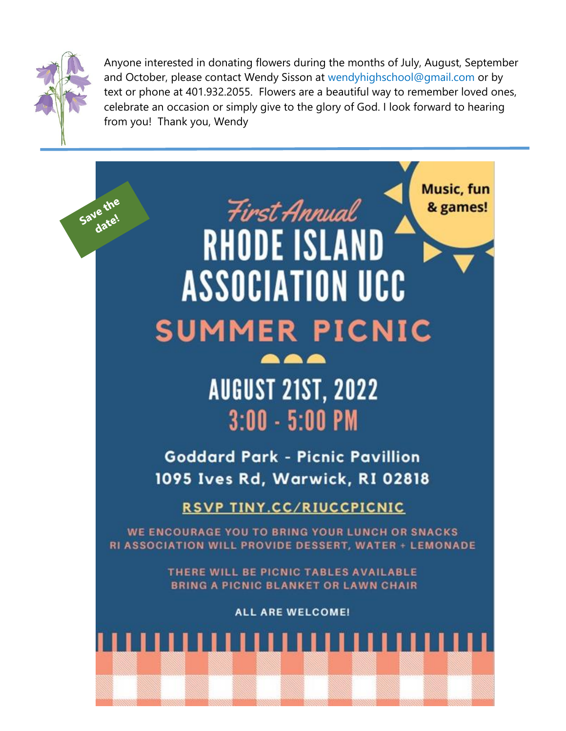Anyone interested in donating flowers during the months of July, August, September and October, please contact Wendy Sisson at wendyhighschool@gmail.com or by text or phone at 401.932.2055. Flowers are a beautiful way to remember loved ones, celebrate an occasion or simply give to the glory of God. I look forward to hearing from you! Thank you, Wendy

---

**Save the date!**

**Music, fun & games!**

*First Annual*

# RHODE ISLAND ASSOCIATION UCC

## SUMMER PICNIC

### AUGUST 21ST, 2022
### 3:00 - 5:00 PM

**Goddard Park - Picnic Pavillion**
**1095 Ives Rd, Warwick, RI 02818**

**RSVP TINY.CC/RIUCCPICNIC**

WE ENCOURAGE YOU TO BRING YOUR LUNCH OR SNACKS
RI ASSOCIATION WILL PROVIDE DESSERT, WATER + LEMONADE

THERE WILL BE PICNIC TABLES AVAILABLE
BRING A PICNIC BLANKET OR LAWN CHAIR

ALL ARE WELCOME!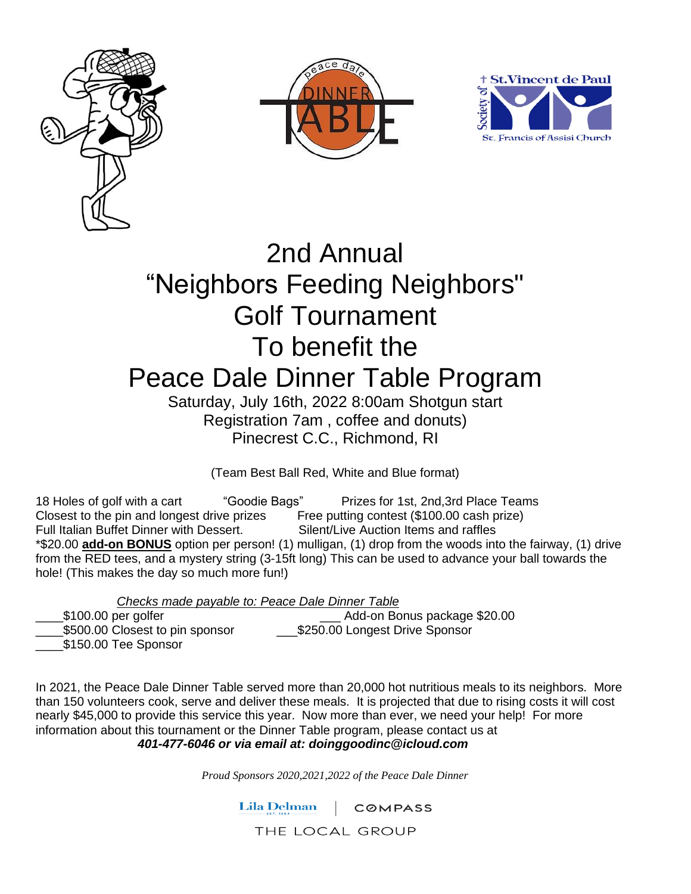# 2nd Annual "Neighbors Feeding Neighbors" Golf Tournament To benefit the Peace Dale Dinner Table Program

Saturday, July 16th, 2022 8:00am Shotgun start
Registration 7am , coffee and donuts)
Pinecrest C.C., Richmond, RI

(Team Best Ball Red, White and Blue format)

18 Holes of golf with a cart "Goodie Bags" Prizes for 1st, 2nd,3rd Place Teams
Closest to the pin and longest drive prizes Free putting contest ($100.00 cash prize)
Full Italian Buffet Dinner with Dessert. Silent/Live Auction Items and raffles
*$20.00 **add-on BONUS** option per person! (1) mulligan, (1) drop from the woods into the fairway, (1) drive from the RED tees, and a mystery string (3-15ft long) This can be used to advance your ball towards the hole! (This makes the day so much more fun!)

*Checks made payable to: Peace Dale Dinner Table*

____$100.00 per golfer ___ Add-on Bonus package $20.00
____$500.00 Closest to pin sponsor ___$250.00 Longest Drive Sponsor
____$150.00 Tee Sponsor

In 2021, the Peace Dale Dinner Table served more than 20,000 hot nutritious meals to its neighbors. More than 150 volunteers cook, serve and deliver these meals. It is projected that due to rising costs it will cost nearly $45,000 to provide this service this year. Now more than ever, we need your help! For more information about this tournament or the Dinner Table program, please contact us at
***401-477-6046 or via email at: doinggoodinc@icloud.com***

*Proud Sponsors 2020,2021,2022 of the Peace Dale Dinner*

Lila Delman | COMPASS
THE LOCAL GROUP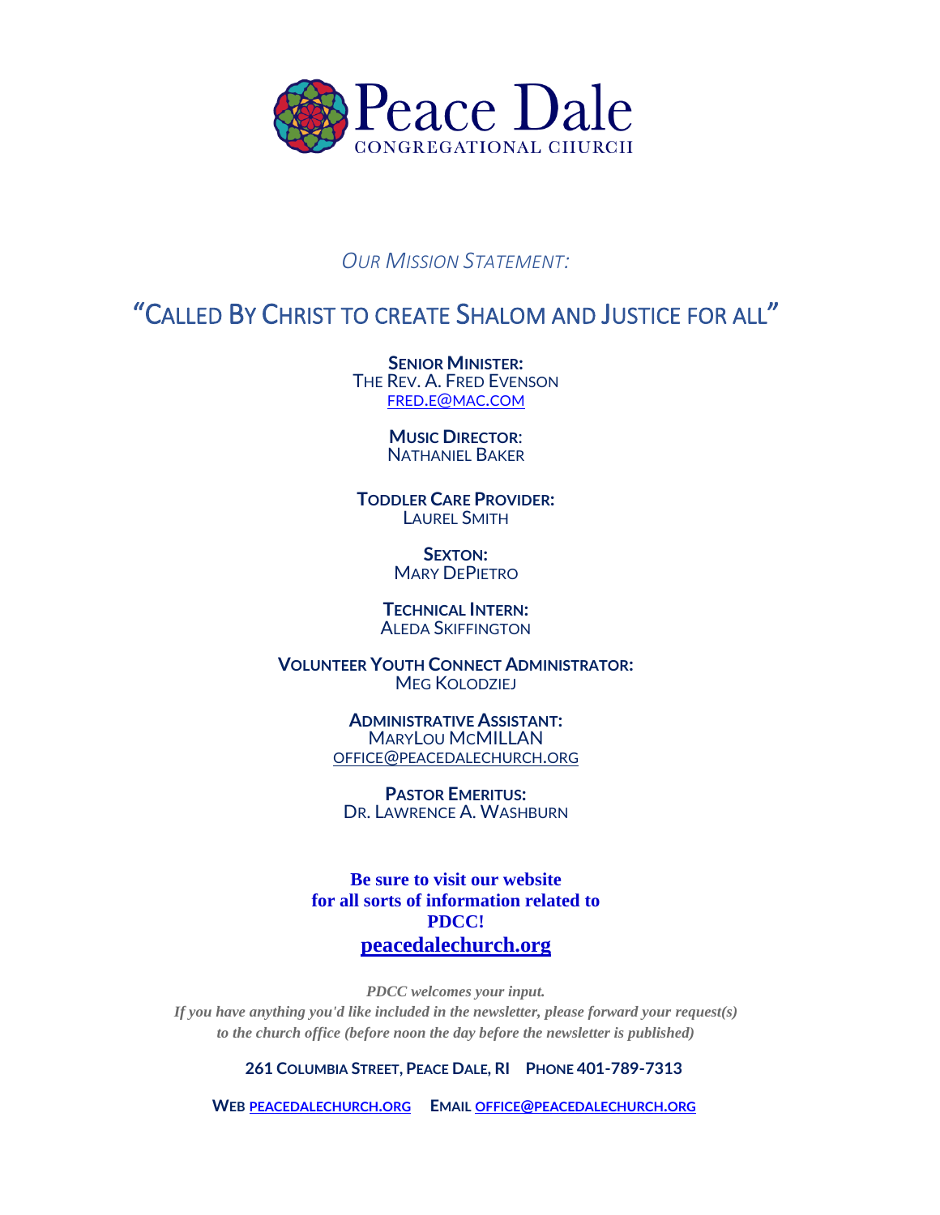# Peace Dale

CONGREGATIONAL CHURCH

*OUR MISSION STATEMENT:*

## "CALLED BY CHRIST TO CREATE SHALOM AND JUSTICE FOR ALL"

**SENIOR MINISTER:**
THE REV. A. FRED EVENSON
FRED.E@MAC.COM

**MUSIC DIRECTOR:**
NATHANIEL BAKER

**TODDLER CARE PROVIDER:**
LAUREL SMITH

**SEXTON:**
MARY DEPIETRO

**TECHNICAL INTERN:**
ALEDA SKIFFINGTON

**VOLUNTEER YOUTH CONNECT ADMINISTRATOR:**
MEG KOLODZIEJ

**ADMINISTRATIVE ASSISTANT:**
MARYLOU MCMILLAN
OFFICE@PEACEDALECHURCH.ORG

**PASTOR EMERITUS:**
DR. LAWRENCE A. WASHBURN

**Be sure to visit our website for all sorts of information related to PDCC!**
**peacedalechurch.org**

***PDCC welcomes your input.***
***If you have anything you'd like included in the newsletter, please forward your request(s) to the church office (before noon the day before the newsletter is published)***

**261 COLUMBIA STREET, PEACE DALE, RI PHONE 401-789-7313**

**WEB PEACEDALECHURCH.ORG EMAIL OFFICE@PEACEDALECHURCH.ORG**